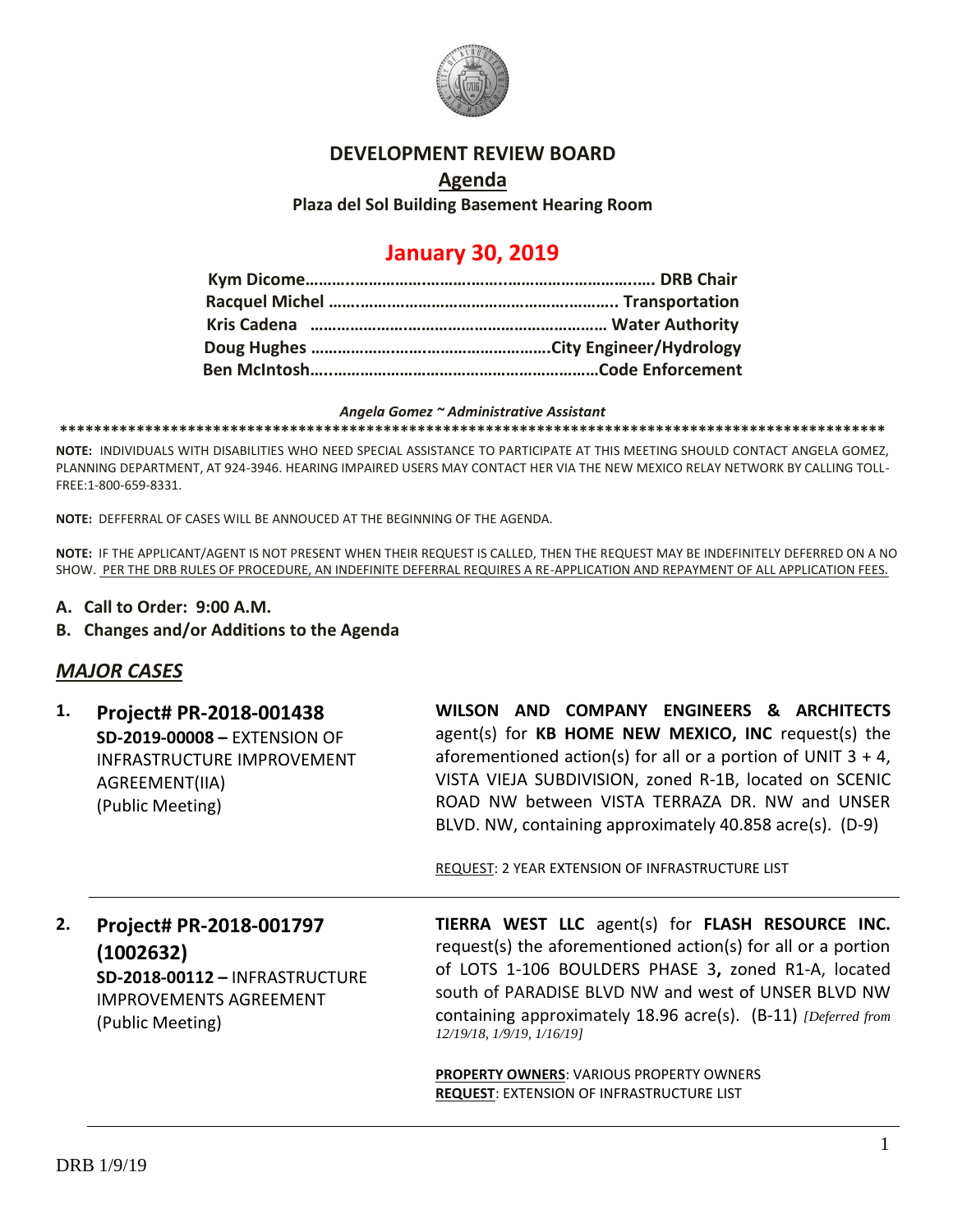# DEVELOPMENT REVIEW BOARD

## Agenda

**Plaza del Sol Building Basement Hearing Room**

# January 30, 2019

**Kym Dicome…………………………………………………………… DRB Chair**
**Racquel Michel ………………………………………………….. Transportation**
**Kris Cadena ……………………………………………………… Water Authority**
**Doug Hughes ……………………………………………….City Engineer/Hydrology**
**Ben McIntosh……………………………………………………Code Enforcement**

***Angela Gomez ~ Administrative Assistant***

**\*\*\*\*\*\*\*\*\*\*\*\*\*\*\*\*\*\*\*\*\*\*\*\*\*\*\*\*\*\*\*\*\*\*\*\*\*\*\*\*\*\*\*\*\*\*\*\*\*\*\*\*\*\*\*\*\*\*\*\*\*\*\*\*\*\*\*\*\*\*\*\*\*\*\*\*\*\*\*\*\*\*\*\*\*\*\*\*\*\*\*\*\*\*\*\*\*\*\***

**NOTE:** INDIVIDUALS WITH DISABILITIES WHO NEED SPECIAL ASSISTANCE TO PARTICIPATE AT THIS MEETING SHOULD CONTACT ANGELA GOMEZ, PLANNING DEPARTMENT, AT 924-3946. HEARING IMPAIRED USERS MAY CONTACT HER VIA THE NEW MEXICO RELAY NETWORK BY CALLING TOLL-FREE:1-800-659-8331.

**NOTE:** DEFFERRAL OF CASES WILL BE ANNOUCED AT THE BEGINNING OF THE AGENDA.

**NOTE:** IF THE APPLICANT/AGENT IS NOT PRESENT WHEN THEIR REQUEST IS CALLED, THEN THE REQUEST MAY BE INDEFINITELY DEFERRED ON A NO SHOW. PER THE DRB RULES OF PROCEDURE, AN INDEFINITE DEFERRAL REQUIRES A RE-APPLICATION AND REPAYMENT OF ALL APPLICATION FEES.

**A. Call to Order: 9:00 A.M.**

**B. Changes and/or Additions to the Agenda**

## *MAJOR CASES*

**1. Project# PR-2018-001438**
**SD-2019-00008 –** EXTENSION OF INFRASTRUCTURE IMPROVEMENT AGREEMENT(IIA)
(Public Meeting)

**WILSON AND COMPANY ENGINEERS & ARCHITECTS** agent(s) for **KB HOME NEW MEXICO, INC** request(s) the aforementioned action(s) for all or a portion of UNIT 3 + 4, VISTA VIEJA SUBDIVISION, zoned R-1B, located on SCENIC ROAD NW between VISTA TERRAZA DR. NW and UNSER BLVD. NW, containing approximately 40.858 acre(s). (D-9)

REQUEST: 2 YEAR EXTENSION OF INFRASTRUCTURE LIST

---

**2. Project# PR-2018-001797 (1002632)**
**SD-2018-00112 –** INFRASTRUCTURE IMPROVEMENTS AGREEMENT
(Public Meeting)

**TIERRA WEST LLC** agent(s) for **FLASH RESOURCE INC.** request(s) the aforementioned action(s) for all or a portion of LOTS 1-106 BOULDERS PHASE 3**,** zoned R1-A, located south of PARADISE BLVD NW and west of UNSER BLVD NW containing approximately 18.96 acre(s). (B-11) *[Deferred from 12/19/18, 1/9/19, 1/16/19]*

**PROPERTY OWNERS**: VARIOUS PROPERTY OWNERS
**REQUEST**: EXTENSION OF INFRASTRUCTURE LIST

---

DRB 1/9/19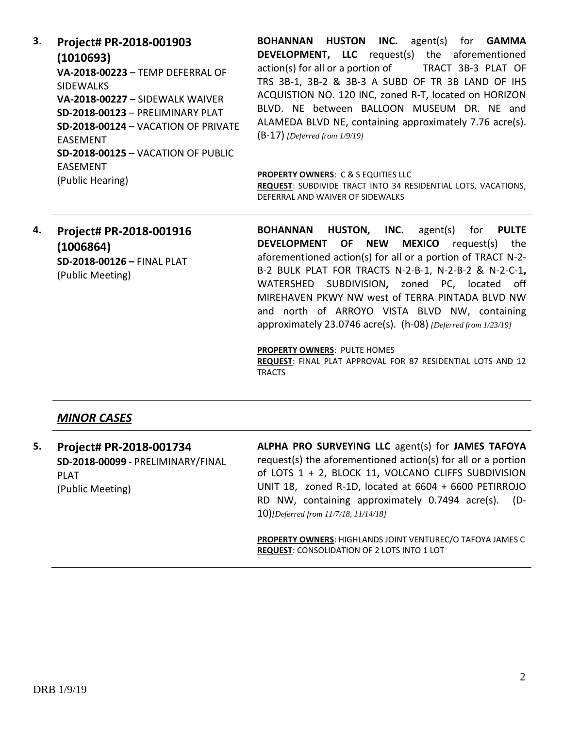**3.** **Project# PR-2018-001903 (1010693)**
**VA-2018-00223** – TEMP DEFERRAL OF SIDEWALKS
**VA-2018-00227** – SIDEWALK WAIVER
**SD-2018-00123** – PRELIMINARY PLAT
**SD-2018-00124** – VACATION OF PRIVATE EASEMENT
**SD-2018-00125** – VACATION OF PUBLIC EASEMENT
(Public Hearing)

**BOHANNAN HUSTON INC.** agent(s) for **GAMMA DEVELOPMENT, LLC** request(s) the aforementioned action(s) for all or a portion of TRACT 3B-3 PLAT OF TRS 3B-1, 3B-2 & 3B-3 A SUBD OF TR 3B LAND OF IHS ACQUISTION NO. 120 INC, zoned R-T, located on HORIZON BLVD. NE between BALLOON MUSEUM DR. NE and ALAMEDA BLVD NE, containing approximately 7.76 acre(s). (B-17) *[Deferred from 1/9/19]*

**PROPERTY OWNERS**: C & S EQUITIES LLC
**REQUEST**: SUBDIVIDE TRACT INTO 34 RESIDENTIAL LOTS, VACATIONS, DEFERRAL AND WAIVER OF SIDEWALKS

---

**4.** **Project# PR-2018-001916 (1006864)**
**SD-2018-00126 –** FINAL PLAT
(Public Meeting)

**BOHANNAN HUSTON, INC.** agent(s) for **PULTE DEVELOPMENT OF NEW MEXICO** request(s) the aforementioned action(s) for all or a portion of TRACT N-2-B-2 BULK PLAT FOR TRACTS N-2-B-1, N-2-B-2 & N-2-C-1**,** WATERSHED SUBDIVISION**,** zoned PC, located off MIREHAVEN PKWY NW west of TERRA PINTADA BLVD NW and north of ARROYO VISTA BLVD NW, containing approximately 23.0746 acre(s). (h-08) *[Deferred from 1/23/19]*

**PROPERTY OWNERS**: PULTE HOMES
**REQUEST**: FINAL PLAT APPROVAL FOR 87 RESIDENTIAL LOTS AND 12 TRACTS

---

## ***MINOR CASES***

**5.** **Project# PR-2018-001734**
**SD-2018-00099** - PRELIMINARY/FINAL PLAT
(Public Meeting)

**ALPHA PRO SURVEYING LLC** agent(s) for **JAMES TAFOYA** request(s) the aforementioned action(s) for all or a portion of LOTS 1 + 2, BLOCK 11**,** VOLCANO CLIFFS SUBDIVISION UNIT 18, zoned R-1D, located at 6604 + 6600 PETIRROJO RD NW, containing approximately 0.7494 acre(s). (D-10)*[Deferred from 11/7/18, 11/14/18]*

**PROPERTY OWNERS**: HIGHLANDS JOINT VENTUREC/O TAFOYA JAMES C
**REQUEST**: CONSOLIDATION OF 2 LOTS INTO 1 LOT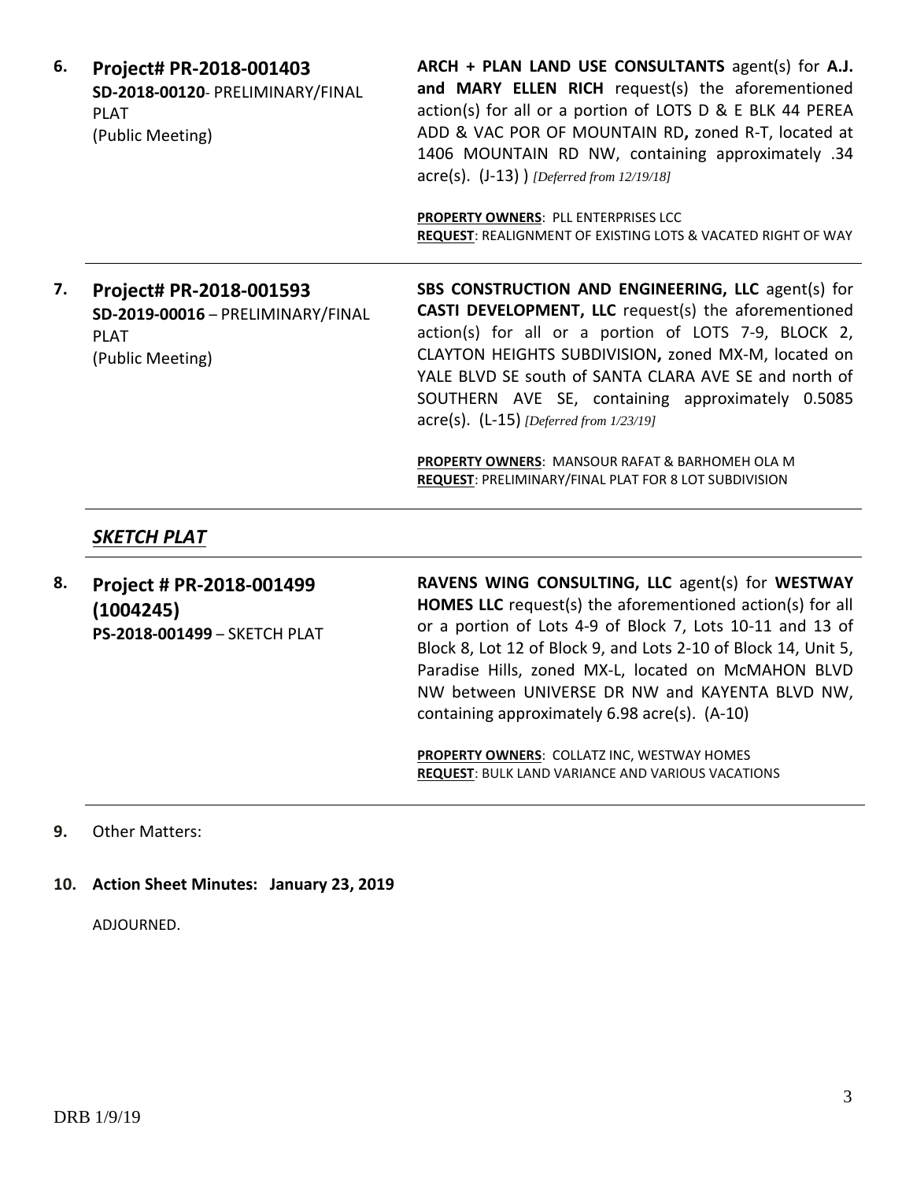6. **Project# PR-2018-001403**
**SD-2018-00120**- PRELIMINARY/FINAL PLAT
(Public Meeting)

**ARCH + PLAN LAND USE CONSULTANTS** agent(s) for **A.J. and MARY ELLEN RICH** request(s) the aforementioned action(s) for all or a portion of LOTS D & E BLK 44 PEREA ADD & VAC POR OF MOUNTAIN RD**,** zoned R-T, located at 1406 MOUNTAIN RD NW, containing approximately .34 acre(s). (J-13) ) *[Deferred from 12/19/18]*

**PROPERTY OWNERS**: PLL ENTERPRISES LCC
**REQUEST**: REALIGNMENT OF EXISTING LOTS & VACATED RIGHT OF WAY

---

7. **Project# PR-2018-001593**
**SD-2019-00016** – PRELIMINARY/FINAL PLAT
(Public Meeting)

**SBS CONSTRUCTION AND ENGINEERING, LLC** agent(s) for **CASTI DEVELOPMENT, LLC** request(s) the aforementioned action(s) for all or a portion of LOTS 7-9, BLOCK 2, CLAYTON HEIGHTS SUBDIVISION**,** zoned MX-M, located on YALE BLVD SE south of SANTA CLARA AVE SE and north of SOUTHERN AVE SE, containing approximately 0.5085 acre(s). (L-15) *[Deferred from 1/23/19]*

**PROPERTY OWNERS**: MANSOUR RAFAT & BARHOMEH OLA M
**REQUEST**: PRELIMINARY/FINAL PLAT FOR 8 LOT SUBDIVISION

---

## *SKETCH PLAT*

---

8. **Project # PR-2018-001499 (1004245)**
**PS-2018-001499** – SKETCH PLAT

**RAVENS WING CONSULTING, LLC** agent(s) for **WESTWAY HOMES LLC** request(s) the aforementioned action(s) for all or a portion of Lots 4-9 of Block 7, Lots 10-11 and 13 of Block 8, Lot 12 of Block 9, and Lots 2-10 of Block 14, Unit 5, Paradise Hills, zoned MX-L, located on McMAHON BLVD NW between UNIVERSE DR NW and KAYENTA BLVD NW, containing approximately 6.98 acre(s). (A-10)

**PROPERTY OWNERS**: COLLATZ INC, WESTWAY HOMES
**REQUEST**: BULK LAND VARIANCE AND VARIOUS VACATIONS

---

9. Other Matters:

10. **Action Sheet Minutes: January 23, 2019**

ADJOURNED.

DRB 1/9/19